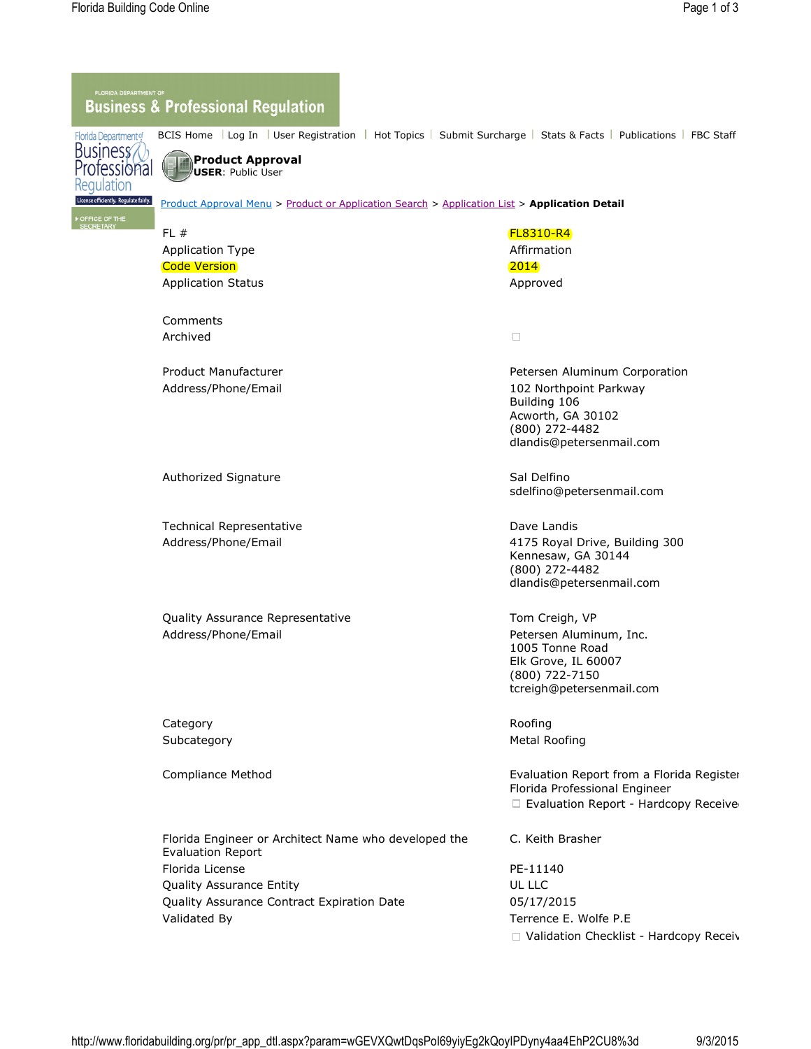FLORIDA DEPARTMENT OF
**Business & Professional Regulation**

BCIS Home | Log In | User Registration | Hot Topics | Submit Surcharge | Stats & Facts | Publications | FBC Staff

**Product Approval**
**USER**: Public User

Product Approval Menu > Product or Application Search > Application List > **Application Detail**

| | |
|---|---|
| FL # | FL8310-R4 |
| Application Type | Affirmation |
| Code Version | 2014 |
| Application Status | Approved |
| Comments | |
| Archived | ☐ |
| Product Manufacturer<br>Address/Phone/Email | Petersen Aluminum Corporation<br>102 Northpoint Parkway<br>Building 106<br>Acworth, GA 30102<br>(800) 272-4482<br>dlandis@petersenmail.com |
| Authorized Signature | Sal Delfino<br>sdelfino@petersenmail.com |
| Technical Representative<br>Address/Phone/Email | Dave Landis<br>4175 Royal Drive, Building 300<br>Kennesaw, GA 30144<br>(800) 272-4482<br>dlandis@petersenmail.com |
| Quality Assurance Representative<br>Address/Phone/Email | Tom Creigh, VP<br>Petersen Aluminum, Inc.<br>1005 Tonne Road<br>Elk Grove, IL 60007<br>(800) 722-7150<br>tcreigh@petersenmail.com |
| Category | Roofing |
| Subcategory | Metal Roofing |
| Compliance Method | Evaluation Report from a Florida Register<br>Florida Professional Engineer<br>☐ Evaluation Report - Hardcopy Receive |
| Florida Engineer or Architect Name who developed the Evaluation Report | C. Keith Brasher |
| Florida License | PE-11140 |
| Quality Assurance Entity | UL LLC |
| Quality Assurance Contract Expiration Date | 05/17/2015 |
| Validated By | Terrence E. Wolfe P.E<br>☐ Validation Checklist - Hardcopy Receiv |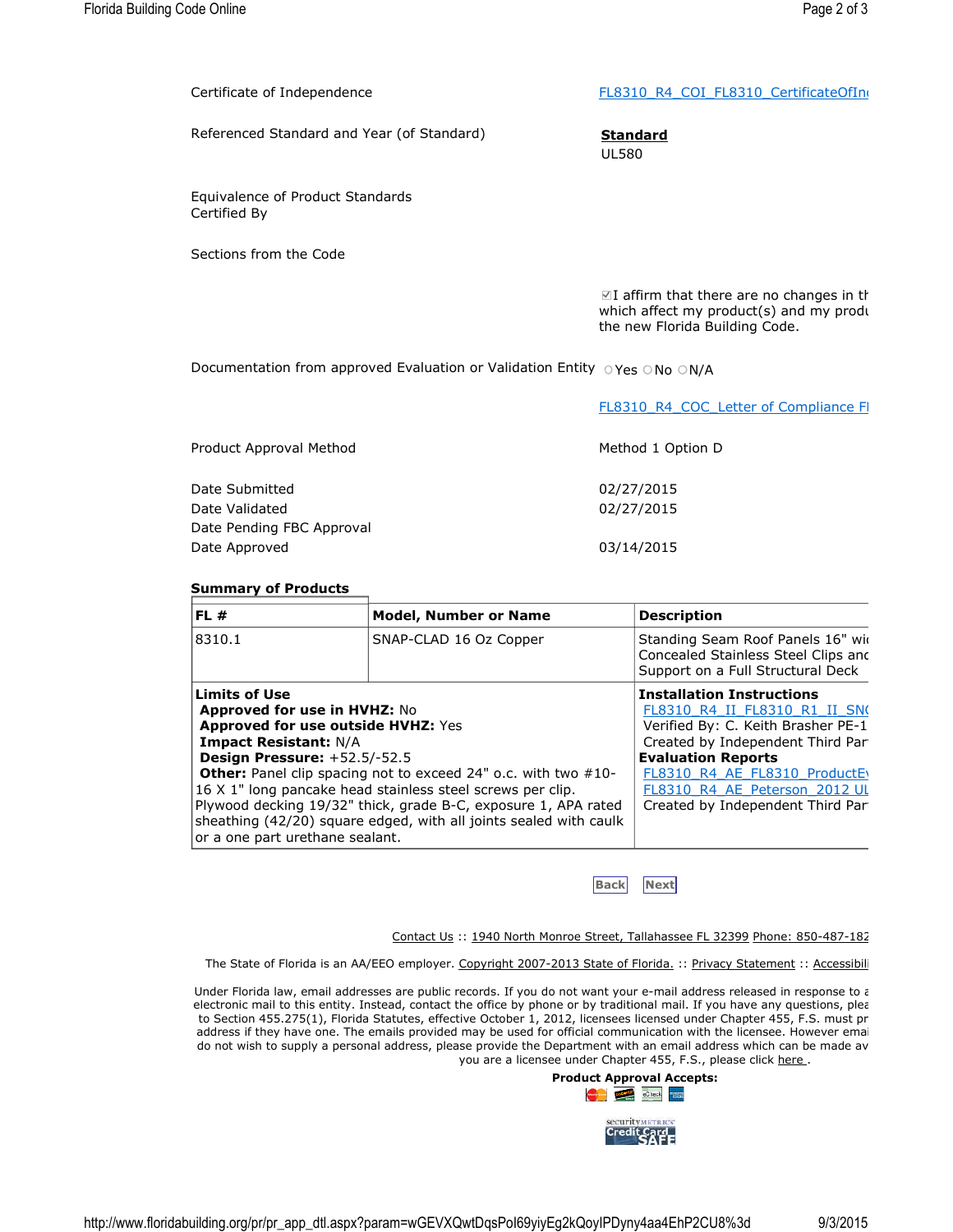| | |
|---|---|
| Certificate of Independence | FL8310_R4_COI_FL8310_CertificateOfIn |
| Referenced Standard and Year (of Standard) | **Standard**<br>UL580 |
| Equivalence of Product Standards Certified By | |
| Sections from the Code | |
| | ☑I affirm that there are no changes in th which affect my product(s) and my produ the new Florida Building Code. |
| Documentation from approved Evaluation or Validation Entity | ○Yes ○No ○N/A |
| | FL8310_R4_COC_Letter of Compliance Fl |
| Product Approval Method | Method 1 Option D |
| Date Submitted | 02/27/2015 |
| Date Validated | 02/27/2015 |
| Date Pending FBC Approval | |
| Date Approved | 03/14/2015 |

**Summary of Products**

| FL # | Model, Number or Name | Description |
|---|---|---|
| 8310.1 | SNAP-CLAD 16 Oz Copper | Standing Seam Roof Panels 16" wi Concealed Stainless Steel Clips and Support on a Full Structural Deck |

| | |
|---|---|
| **Limits of Use**<br>**Approved for use in HVHZ:** No<br>**Approved for use outside HVHZ:** Yes<br>**Impact Resistant:** N/A<br>**Design Pressure:** +52.5/-52.5<br>**Other:** Panel clip spacing not to exceed 24" o.c. with two #10-16 X 1" long pancake head stainless steel screws per clip. Plywood decking 19/32" thick, grade B-C, exposure 1, APA rated sheathing (42/20) square edged, with all joints sealed with caulk or a one part urethane sealant. | **Installation Instructions**<br>FL8310_R4_II_FL8310_R1_II_SN<br>Verified By: C. Keith Brasher PE-1<br>Created by Independent Third Par<br>**Evaluation Reports**<br>FL8310_R4_AE_FL8310_ProductEv<br>FL8310_R4_AE_Peterson_2012 UL<br>Created by Independent Third Par |

Back Next

Contact Us :: 1940 North Monroe Street, Tallahassee FL 32399 Phone: 850-487-182

The State of Florida is an AA/EEO employer. Copyright 2007-2013 State of Florida. :: Privacy Statement :: Accessibili

Under Florida law, email addresses are public records. If you do not want your e-mail address released in response to a electronic mail to this entity. Instead, contact the office by phone or by traditional mail. If you have any questions, plea to Section 455.275(1), Florida Statutes, effective October 1, 2012, licensees licensed under Chapter 455, F.S. must pr address if they have one. The emails provided may be used for official communication with the licensee. However emai do not wish to supply a personal address, please provide the Department with an email address which can be made av you are a licensee under Chapter 455, F.S., please click here .

**Product Approval Accepts:**